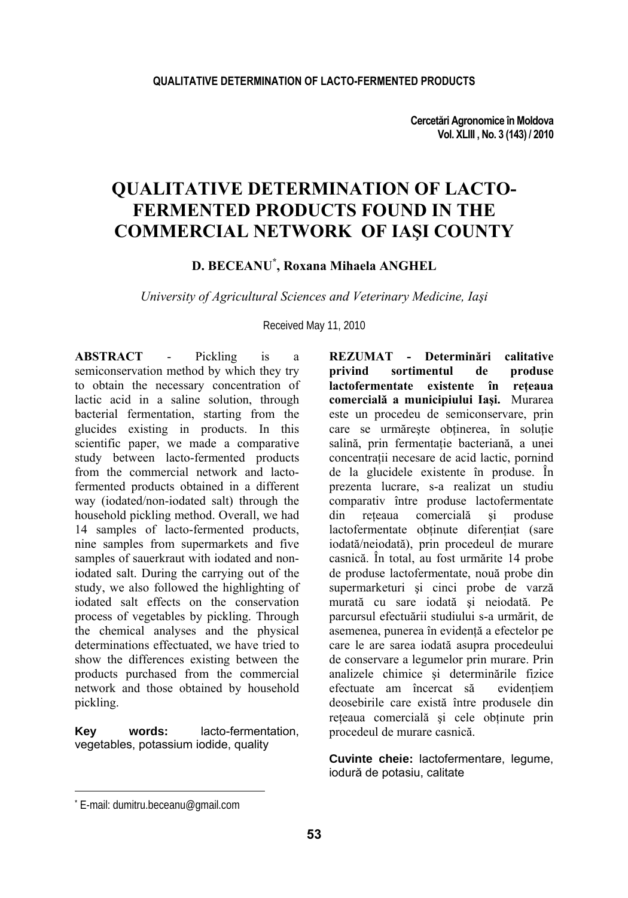# QUALITATIVE DETERMINATION OF LACTO-FERMENTED PRODUCTS FOUND IN THE COMMERCIAL NETWORK OF IAŞI COUNTY

**D. BECEANU[*], Roxana Mihaela ANGHEL**

*University of Agricultural Sciences and Veterinary Medicine, Iaşi*

Received May 11, 2010

**ABSTRACT** - Pickling is a semiconservation method by which they try to obtain the necessary concentration of lactic acid in a saline solution, through bacterial fermentation, starting from the glucides existing in products. In this scientific paper, we made a comparative study between lacto-fermented products from the commercial network and lacto-fermented products obtained in a different way (iodated/non-iodated salt) through the household pickling method. Overall, we had 14 samples of lacto-fermented products, nine samples from supermarkets and five samples of sauerkraut with iodated and non-iodated salt. During the carrying out of the study, we also followed the highlighting of iodated salt effects on the conservation process of vegetables by pickling. Through the chemical analyses and the physical determinations effectuated, we have tried to show the differences existing between the products purchased from the commercial network and those obtained by household pickling.

**Key words:** lacto-fermentation, vegetables, potassium iodide, quality

**REZUMAT - Determinări calitative privind sortimentul de produse lactofermentate existente în reţeaua comercială a municipiului Iaşi.** Murarea este un procedeu de semiconservare, prin care se urmăreşte obţinerea, în soluţie salină, prin fermentaţie bacteriană, a unei concentraţii necesare de acid lactic, pornind de la glucidele existente în produse. În prezenta lucrare, s-a realizat un studiu comparativ între produse lactofermentate din reţeaua comercială şi produse lactofermentate obţinute diferenţiat (sare iodată/neiodată), prin procedeul de murare casnică. În total, au fost urmărite 14 probe de produse lactofermentate, nouă probe din supermarketuri şi cinci probe de varză murată cu sare iodată şi neiodată. Pe parcursul efectuării studiului s-a urmărit, de asemenea, punerea în evidenţă a efectelor pe care le are sarea iodată asupra procedeului de conservare a legumelor prin murare. Prin analizele chimice şi determinările fizice efectuate am încercat să evidenţiem deosebirile care există între produsele din reţeaua comercială şi cele obţinute prin procedeul de murare casnică.

**Cuvinte cheie:** lactofermentare, legume, iodură de potasiu, calitate

---

[*] E-mail: dumitru.beceanu@gmail.com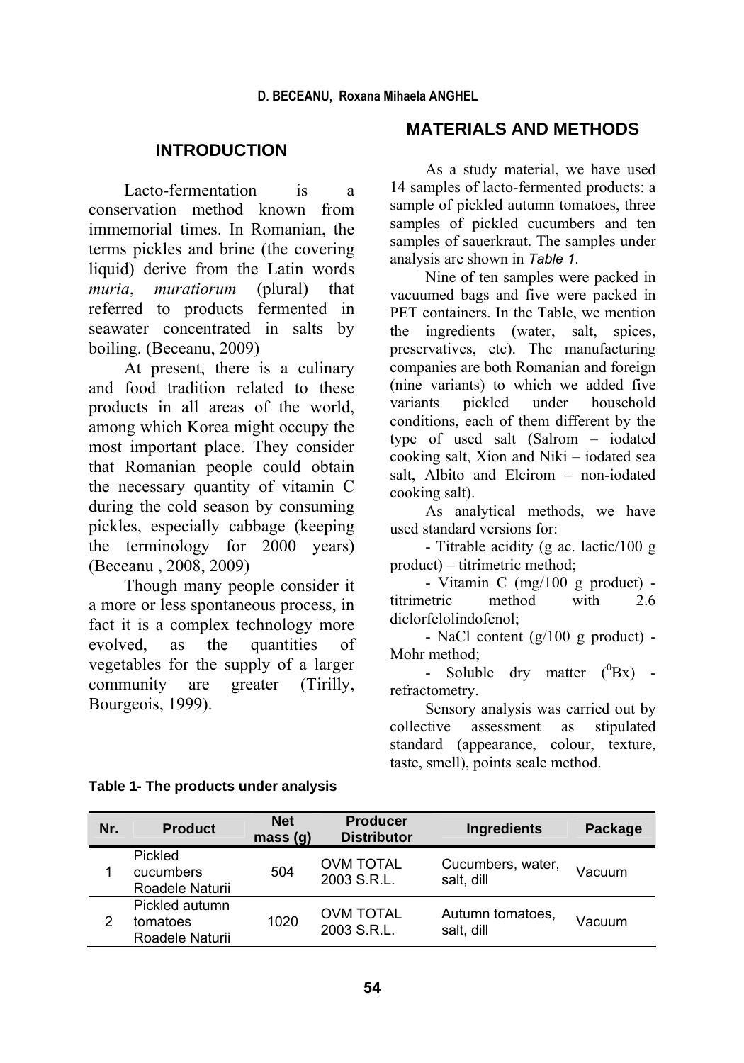## INTRODUCTION

Lacto-fermentation is a conservation method known from immemorial times. In Romanian, the terms pickles and brine (the covering liquid) derive from the Latin words *muria*, *muratiorum* (plural) that referred to products fermented in seawater concentrated in salts by boiling. (Beceanu, 2009)

At present, there is a culinary and food tradition related to these products in all areas of the world, among which Korea might occupy the most important place. They consider that Romanian people could obtain the necessary quantity of vitamin C during the cold season by consuming pickles, especially cabbage (keeping the terminology for 2000 years) (Beceanu , 2008, 2009)

Though many people consider it a more or less spontaneous process, in fact it is a complex technology more evolved, as the quantities of vegetables for the supply of a larger community are greater (Tirilly, Bourgeois, 1999).

## MATERIALS AND METHODS

As a study material, we have used 14 samples of lacto-fermented products: a sample of pickled autumn tomatoes, three samples of pickled cucumbers and ten samples of sauerkraut. The samples under analysis are shown in *Table 1*.

Nine of ten samples were packed in vacuumed bags and five were packed in PET containers. In the Table, we mention the ingredients (water, salt, spices, preservatives, etc). The manufacturing companies are both Romanian and foreign (nine variants) to which we added five variants pickled under household conditions, each of them different by the type of used salt (Salrom – iodated cooking salt, Xion and Niki – iodated sea salt, Albito and Elcirom – non-iodated cooking salt).

As analytical methods, we have used standard versions for:

- Titrable acidity (g ac. lactic/100 g product) – titrimetric method;
- Vitamin C (mg/100 g product) - titrimetric method with 2.6 diclorfelolindofenol;
- NaCl content (g/100 g product) - Mohr method;
- Soluble dry matter ($^0$Bx) - refractometry.

Sensory analysis was carried out by collective assessment as stipulated standard (appearance, colour, texture, taste, smell), points scale method.

**Table 1- The products under analysis**

| Nr. | Product | Net mass (g) | Producer Distributor | Ingredients | Package |
|---|---|---|---|---|---|
| 1 | Pickled cucumbers Roadele Naturii | 504 | OVM TOTAL 2003 S.R.L. | Cucumbers, water, salt, dill | Vacuum |
| 2 | Pickled autumn tomatoes Roadele Naturii | 1020 | OVM TOTAL 2003 S.R.L. | Autumn tomatoes, salt, dill | Vacuum |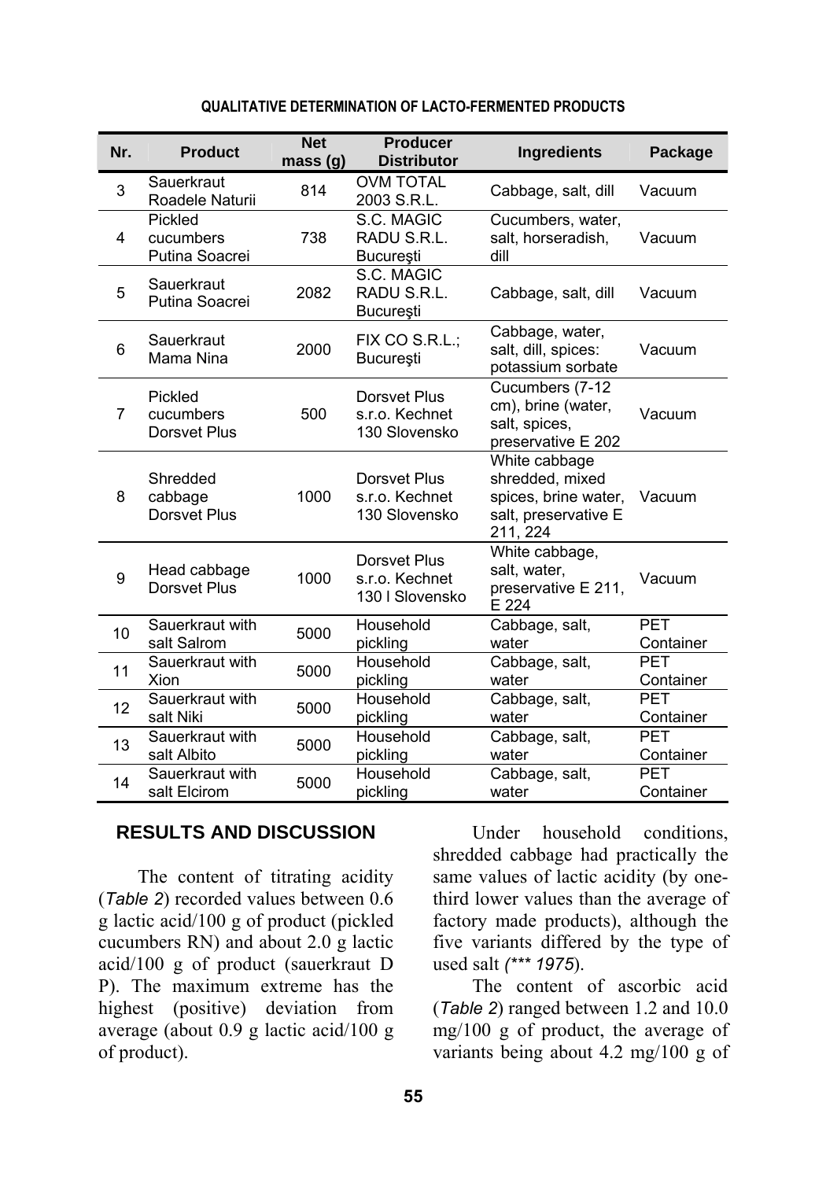| Nr. | Product | Net mass (g) | Producer Distributor | Ingredients | Package |
|---|---|---|---|---|---|
| 3 | Sauerkraut Roadele Naturii | 814 | OVM TOTAL 2003 S.R.L. | Cabbage, salt, dill | Vacuum |
| 4 | Pickled cucumbers Putina Soacrei | 738 | S.C. MAGIC RADU S.R.L. Bucureşti | Cucumbers, water, salt, horseradish, dill | Vacuum |
| 5 | Sauerkraut Putina Soacrei | 2082 | S.C. MAGIC RADU S.R.L. Bucureşti | Cabbage, salt, dill | Vacuum |
| 6 | Sauerkraut Mama Nina | 2000 | FIX CO S.R.L.; Bucureşti | Cabbage, water, salt, dill, spices: potassium sorbate | Vacuum |
| 7 | Pickled cucumbers Dorsvet Plus | 500 | Dorsvet Plus s.r.o. Kechnet 130 Slovensko | Cucumbers (7-12 cm), brine (water, salt, spices, preservative E 202 | Vacuum |
| 8 | Shredded cabbage Dorsvet Plus | 1000 | Dorsvet Plus s.r.o. Kechnet 130 Slovensko | White cabbage shredded, mixed spices, brine water, salt, preservative E 211, 224 | Vacuum |
| 9 | Head cabbage Dorsvet Plus | 1000 | Dorsvet Plus s.r.o. Kechnet 130 l Slovensko | White cabbage, salt, water, preservative E 211, E 224 | Vacuum |
| 10 | Sauerkraut with salt Salrom | 5000 | Household pickling | Cabbage, salt, water | PET Container |
| 11 | Sauerkraut with Xion | 5000 | Household pickling | Cabbage, salt, water | PET Container |
| 12 | Sauerkraut with salt Niki | 5000 | Household pickling | Cabbage, salt, water | PET Container |
| 13 | Sauerkraut with salt Albito | 5000 | Household pickling | Cabbage, salt, water | PET Container |
| 14 | Sauerkraut with salt Elcirom | 5000 | Household pickling | Cabbage, salt, water | PET Container |

## RESULTS AND DISCUSSION

The content of titrating acidity (*Table 2*) recorded values between 0.6 g lactic acid/100 g of product (pickled cucumbers RN) and about 2.0 g lactic acid/100 g of product (sauerkraut D P). The maximum extreme has the highest (positive) deviation from average (about 0.9 g lactic acid/100 g of product).

Under household conditions, shredded cabbage had practically the same values of lactic acidity (by one-third lower values than the average of factory made products), although the five variants differed by the type of used salt *(\*\*\* 1975*).

The content of ascorbic acid (*Table 2*) ranged between 1.2 and 10.0 mg/100 g of product, the average of variants being about 4.2 mg/100 g of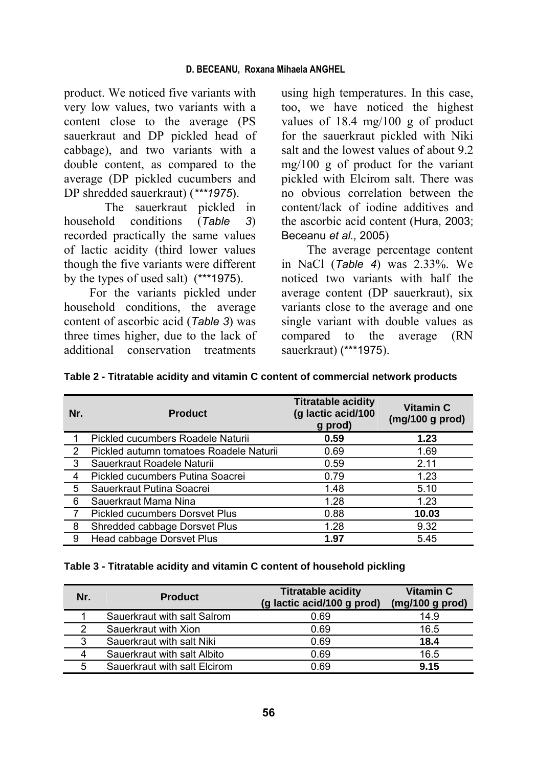product. We noticed five variants with very low values, two variants with a content close to the average (PS sauerkraut and DP pickled head of cabbage), and two variants with a double content, as compared to the average (DP pickled cucumbers and DP shredded sauerkraut) (*\*\*1975*).

The sauerkraut pickled in household conditions (*Table 3*) recorded practically the same values of lactic acidity (third lower values though the five variants were different by the types of used salt) (\*\*\*1975).

For the variants pickled under household conditions, the average content of ascorbic acid (*Table 3*) was three times higher, due to the lack of additional conservation treatments using high temperatures. In this case, too, we have noticed the highest values of 18.4 mg/100 g of product for the sauerkraut pickled with Niki salt and the lowest values of about 9.2 mg/100 g of product for the variant pickled with Elcirom salt. There was no obvious correlation between the content/lack of iodine additives and the ascorbic acid content (Hura, 2003; Beceanu *et al.,* 2005)

The average percentage content in NaCl (*Table 4*) was 2.33%. We noticed two variants with half the average content (DP sauerkraut), six variants close to the average and one single variant with double values as compared to the average (RN sauerkraut) (\*\*\*1975).

**Table 2 - Titratable acidity and vitamin C content of commercial network products**

| Nr. | Product | Titratable acidity (g lactic acid/100 g prod) | Vitamin C (mg/100 g prod) |
|---|---|---|---|
| 1 | Pickled cucumbers Roadele Naturii | **0.59** | **1.23** |
| 2 | Pickled autumn tomatoes Roadele Naturii | 0.69 | 1.69 |
| 3 | Sauerkraut Roadele Naturii | 0.59 | 2.11 |
| 4 | Pickled cucumbers Putina Soacrei | 0.79 | 1.23 |
| 5 | Sauerkraut Putina Soacrei | 1.48 | 5.10 |
| 6 | Sauerkraut Mama Nina | 1.28 | 1.23 |
| 7 | Pickled cucumbers Dorsvet Plus | 0.88 | **10.03** |
| 8 | Shredded cabbage Dorsvet Plus | 1.28 | 9.32 |
| 9 | Head cabbage Dorsvet Plus | **1.97** | 5.45 |

**Table 3 - Titratable acidity and vitamin C content of household pickling**

| Nr. | Product | Titratable acidity (g lactic acid/100 g prod) | Vitamin C (mg/100 g prod) |
|---|---|---|---|
| 1 | Sauerkraut with salt Salrom | 0.69 | 14.9 |
| 2 | Sauerkraut with Xion | 0.69 | 16.5 |
| 3 | Sauerkraut with salt Niki | 0.69 | **18.4** |
| 4 | Sauerkraut with salt Albito | 0.69 | 16.5 |
| 5 | Sauerkraut with salt Elcirom | 0.69 | **9.15** |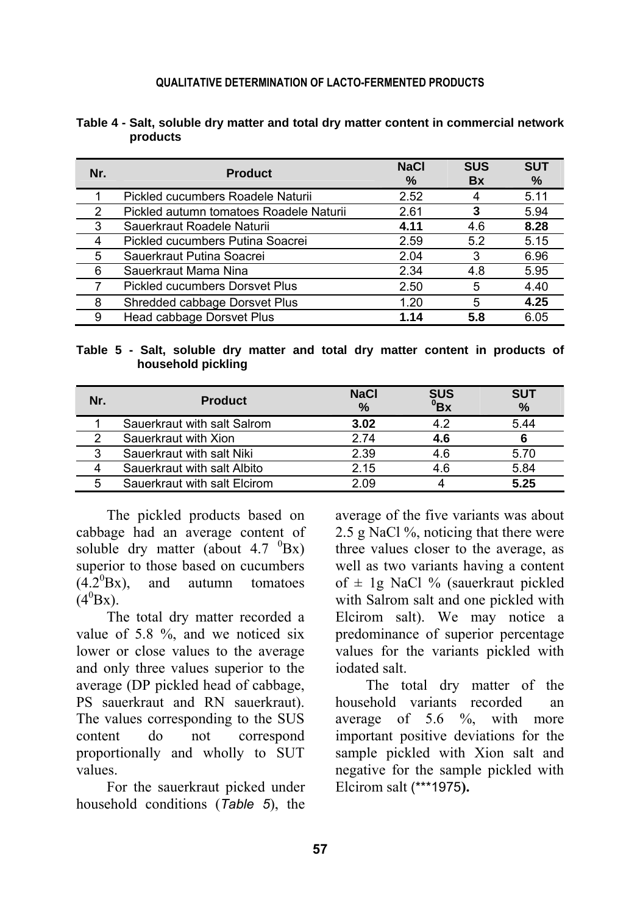**Table 4 - Salt, soluble dry matter and total dry matter content in commercial network products**

| Nr. | Product | NaCl % | SUS Bx | SUT % |
|---|---|---|---|---|
| 1 | Pickled cucumbers Roadele Naturii | 2.52 | 4 | 5.11 |
| 2 | Pickled autumn tomatoes Roadele Naturii | 2.61 | **3** | 5.94 |
| 3 | Sauerkraut Roadele Naturii | **4.11** | 4.6 | **8.28** |
| 4 | Pickled cucumbers Putina Soacrei | 2.59 | 5.2 | 5.15 |
| 5 | Sauerkraut Putina Soacrei | 2.04 | 3 | 6.96 |
| 6 | Sauerkraut Mama Nina | 2.34 | 4.8 | 5.95 |
| 7 | Pickled cucumbers Dorsvet Plus | 2.50 | 5 | 4.40 |
| 8 | Shredded cabbage Dorsvet Plus | 1.20 | 5 | **4.25** |
| 9 | Head cabbage Dorsvet Plus | **1.14** | **5.8** | 6.05 |

**Table 5 - Salt, soluble dry matter and total dry matter content in products of household pickling**

| Nr. | Product | NaCl % | SUS $^0$Bx | SUT % |
|---|---|---|---|---|
| 1 | Sauerkraut with salt Salrom | **3.02** | 4.2 | 5.44 |
| 2 | Sauerkraut with Xion | 2.74 | **4.6** | **6** |
| 3 | Sauerkraut with salt Niki | 2.39 | 4.6 | 5.70 |
| 4 | Sauerkraut with salt Albito | 2.15 | 4.6 | 5.84 |
| 5 | Sauerkraut with salt Elcirom | 2.09 | 4 | **5.25** |

The pickled products based on cabbage had an average content of soluble dry matter (about 4.7 $^0$Bx) superior to those based on cucumbers (4.2$^0$Bx), and autumn tomatoes (4$^0$Bx).

The total dry matter recorded a value of 5.8 %, and we noticed six lower or close values to the average and only three values superior to the average (DP pickled head of cabbage, PS sauerkraut and RN sauerkraut). The values corresponding to the SUS content do not correspond proportionally and wholly to SUT values.

For the sauerkraut picked under household conditions (*Table 5*), the average of the five variants was about 2.5 g NaCl %, noticing that there were three values closer to the average, as well as two variants having a content of ± 1g NaCl % (sauerkraut pickled with Salrom salt and one pickled with Elcirom salt). We may notice a predominance of superior percentage values for the variants pickled with iodated salt.

The total dry matter of the household variants recorded an average of 5.6 %, with more important positive deviations for the sample pickled with Xion salt and negative for the sample pickled with Elcirom salt (***1975**).**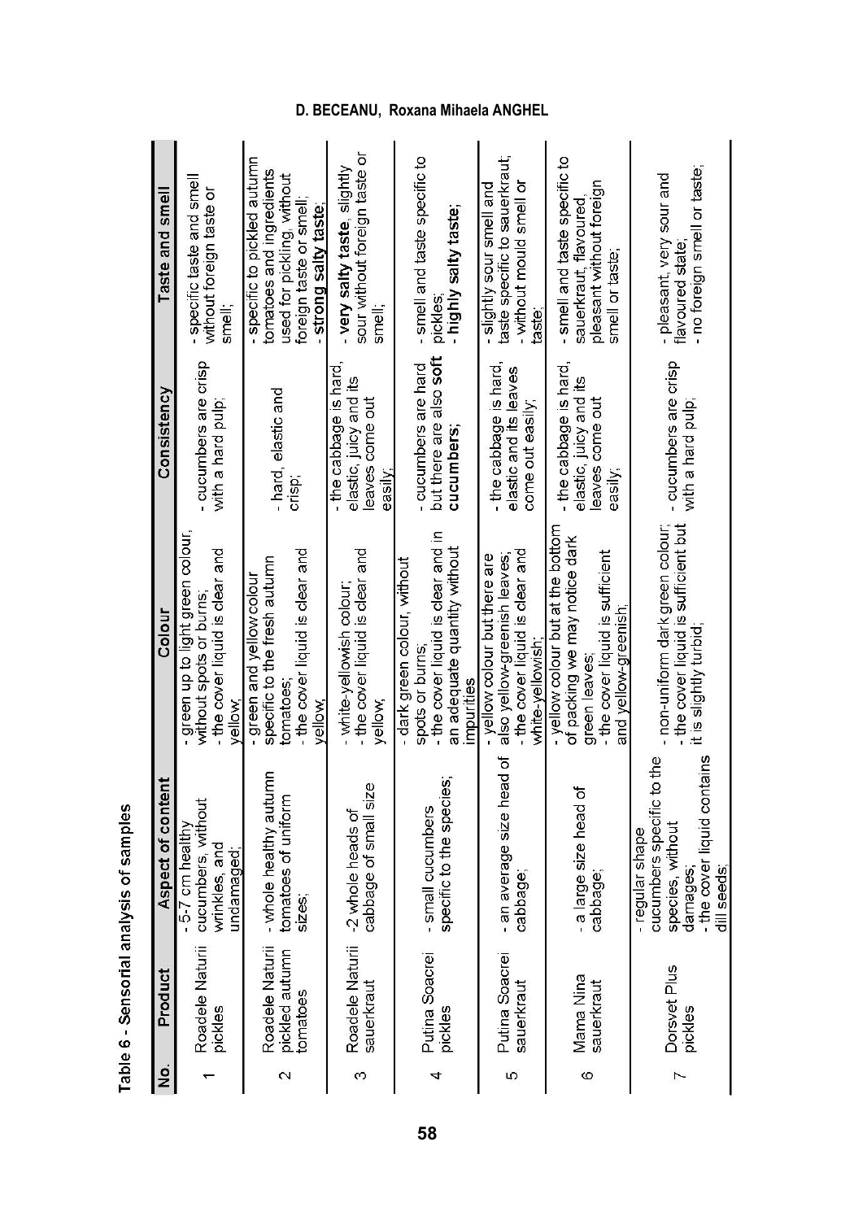Table 6 - Sensorial analysis of samples

| No. | Product | Aspect of content | Colour | Consistency | Taste and smell |
|---|---|---|---|---|---|
| 1 | Roadele Naturii pickles | - 5-7 cm healthy cucumbers, without wrinkles, and undamaged; | - green up to light green colour, without spots or burns; - the cover liquid is clear and yellow; | - cucumbers are crisp with a hard pulp; | - specific taste and smell without foreign taste or smell; |
| 2 | Roadele Naturii pickled autumn tomatoes | - whole healthy autumn tomatoes of uniform sizes; | - green and yellow colour specific to the fresh autumn tomatoes; - the cover liquid is clear and yellow; | - hard, elastic and crisp; | - specific to pickled autumn tomatoes and ingredients used for pickling, without foreign taste or smell; - **strong salty taste**; |
| 3 | Roadele Naturii sauerkraut | -2 whole heads of cabbage of small size | - white-yellowish colour; - the cover liquid is clear and yellow; | - the cabbage is hard, elastic, juicy and its leaves come out easily; | - **very salty taste**, slightly sour without foreign taste or smell; |
| 4 | Putina Soacrei pickles | - small cucumbers specific to the species; | - dark green colour, without spots or burns; - the cover liquid is clear and in an adequate quantity without impurities | - cucumbers are hard but there are also **soft cucumbers**; | - smell and taste specific to pickles; - **highly salty taste**; |
| 5 | Putina Soacrei sauerkraut | - an average size head of cabbage; | - yellow colour but there are also yellow-greenish leaves; - the cover liquid is clear and white-yellowish; | - the cabbage is hard, elastic and its leaves come out easily; | - slightly sour smell and taste specific to sauerkraut; - without mould smell or taste; |
| 6 | Mama Nina sauerkraut | - a large size head of cabbage; | - yellow colour but at the bottom of packing we may notice dark green leaves; - the cover liquid is sufficient and yellow-greenish; | - the cabbage is hard, elastic, juicy and its leaves come out easily; | - smell and taste specific to sauerkraut, flavoured, pleasant without foreign smell or taste; |
| 7 | Dorsvet Plus pickles | - regular shape cucumbers specific to the species, without damages; - the cover liquid contains dill seeds; | - non-uniform dark green colour; - the cover liquid is sufficient but it is slightly turbid; | - cucumbers are crisp with a hard pulp; | - pleasant, very sour and flavoured state; - no foreign smell or taste; |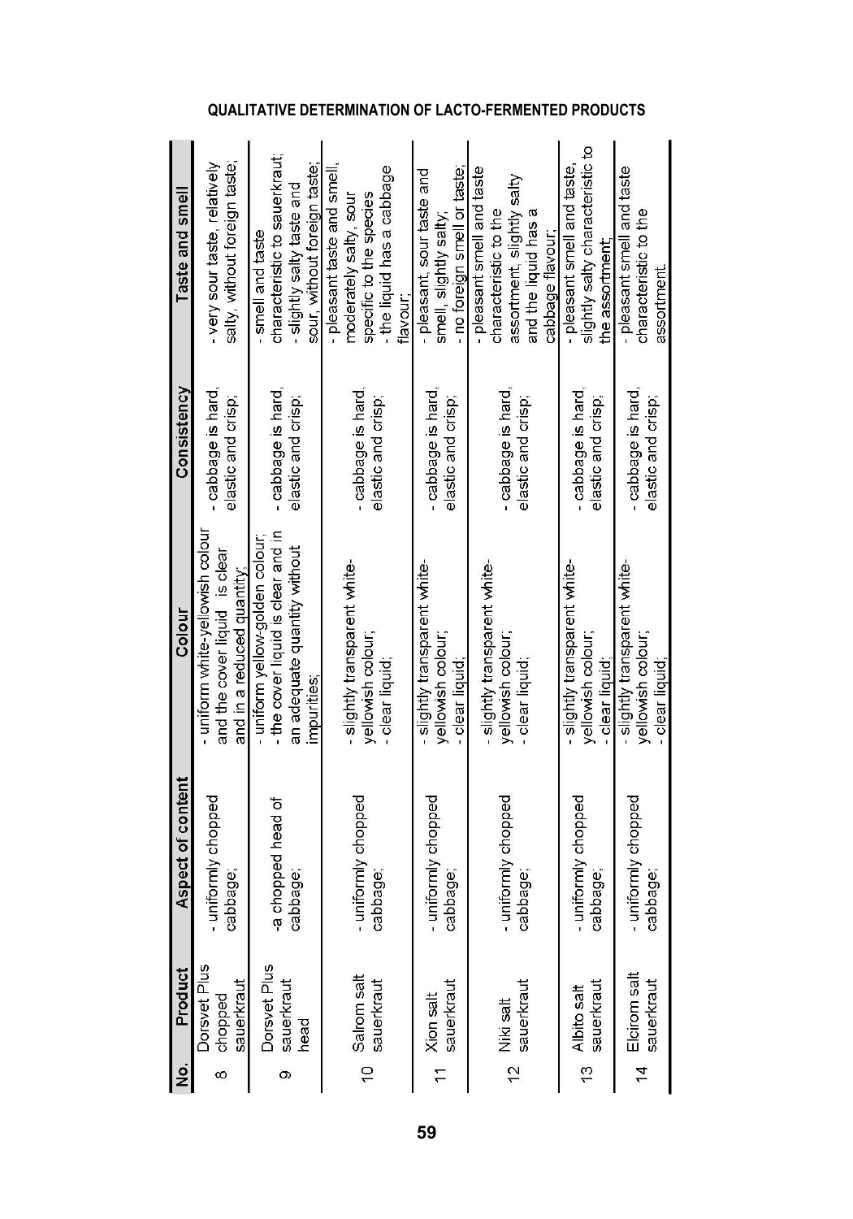| No. | Product | Aspect of content | Colour | Consistency | Taste and smell |
|---|---|---|---|---|---|
| 8 | Dorsvet Plus chopped sauerkraut | - uniformly chopped cabbage; | - uniform white-yellowish colour and the cover liquid is clear and in a reduced quantity; | - cabbage is hard, elastic and crisp; | - very sour taste, relatively salty, without foreign taste; |
| 9 | Dorsvet Plus sauerkraut head | -a chopped head of cabbage; | - uniform yellow-golden colour; - the cover liquid is clear and in an adequate quantity without impurities; | - cabbage is hard, elastic and crisp; | - smell and taste characteristic to sauerkraut; - slightly salty taste and sour, without foreign taste; |
| 10 | Salrom salt sauerkraut | - uniformly chopped cabbage; | - slightly transparent white-yellowish colour; - clear liquid; | - cabbage is hard, elastic and crisp; | - pleasant taste and smell, moderately salty, sour specific to the species - the liquid has a cabbage flavour; |
| 11 | Xion salt sauerkraut | - uniformly chopped cabbage; | - slightly transparent white-yellowish colour; - clear liquid; | - cabbage is hard, elastic and crisp; | - pleasant, sour taste and smell, slightly salty; - no foreign smell or taste; |
| 12 | Niki salt sauerkraut | - uniformly chopped cabbage; | - slightly transparent white-yellowish colour; - clear liquid; | - cabbage is hard, elastic and crisp; | - pleasant smell and taste characteristic to the assortment, slightly salty and the liquid has a cabbage flavour; |
| 13 | Albito salt sauerkraut | - uniformly chopped cabbage; | - slightly transparent white-yellowish colour; - clear liquid; | - cabbage is hard, elastic and crisp; | - pleasant smell and taste, slightly salty characteristic to the assortment; |
| 14 | Elcirom salt sauerkraut | - uniformly chopped cabbage; | - slightly transparent white-yellowish colour; - clear liquid; | - cabbage is hard, elastic and crisp; | - pleasant smell and taste characteristic to the assortment. |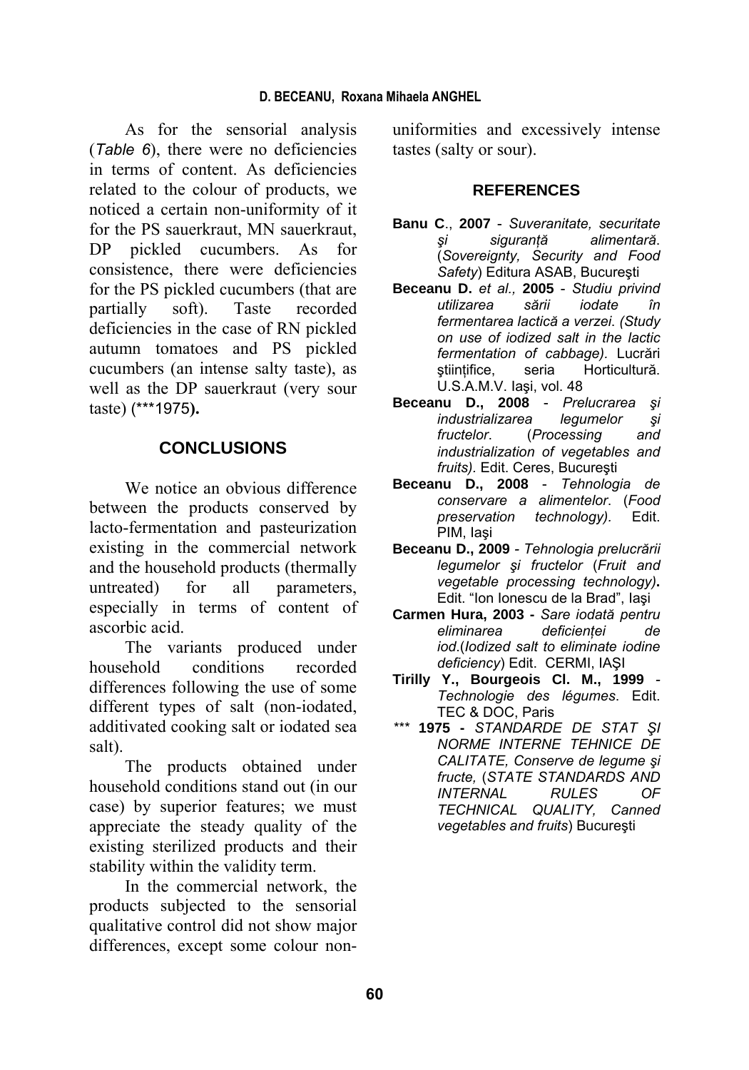As for the sensorial analysis (*Table 6*), there were no deficiencies in terms of content. As deficiencies related to the colour of products, we noticed a certain non-uniformity of it for the PS sauerkraut, MN sauerkraut, DP pickled cucumbers. As for consistence, there were deficiencies for the PS pickled cucumbers (that are partially soft). Taste recorded deficiencies in the case of RN pickled autumn tomatoes and PS pickled cucumbers (an intense salty taste), as well as the DP sauerkraut (very sour taste) (***1975**).**

## CONCLUSIONS

We notice an obvious difference between the products conserved by lacto-fermentation and pasteurization existing in the commercial network and the household products (thermally untreated) for all parameters, especially in terms of content of ascorbic acid.

The variants produced under household conditions recorded differences following the use of some different types of salt (non-iodated, additivated cooking salt or iodated sea salt).

The products obtained under household conditions stand out (in our case) by superior features; we must appreciate the steady quality of the existing sterilized products and their stability within the validity term.

In the commercial network, the products subjected to the sensorial qualitative control did not show major differences, except some colour non-uniformities and excessively intense tastes (salty or sour).

## REFERENCES

**Banu C**., **2007** - *Suveranitate, securitate şi siguranță alimentară.* (*Sovereignty, Security and Food Safety*) Editura ASAB, Bucureşti

**Beceanu D.** *et al.,* **2005** - *Studiu privind utilizarea sării iodate în fermentarea lactică a verzei. (Study on use of iodized salt in the lactic fermentation of cabbage).* Lucrări ştiințifice, seria Horticultură. U.S.A.M.V. Iaşi, vol. 48

**Beceanu D., 2008** - *Prelucrarea şi industrializarea legumelor şi fructelor*. (*Processing and industrialization of vegetables and fruits).* Edit. Ceres, Bucureşti

**Beceanu D., 2008** - *Tehnologia de conservare a alimentelor*. (*Food preservation technology).* Edit. PIM, Iaşi

**Beceanu D., 2009** - *Tehnologia prelucrării legumelor şi fructelor* (*Fruit and vegetable processing technology)***.** Edit. "Ion Ionescu de la Brad", Iaşi

**Carmen Hura, 2003 -** *Sare iodată pentru eliminarea deficienței de iod*.(*Iodized salt to eliminate iodine deficiency*) Edit. CERMI, IAŞI

**Tirilly Y., Bourgeois Cl. M., 1999** - *Technologie des légumes*. Edit. TEC & DOC, Paris

*** **1975 -** *STANDARDE DE STAT ŞI NORME INTERNE TEHNICE DE CALITATE, Conserve de legume şi fructe,* (*STATE STANDARDS AND INTERNAL RULES OF TECHNICAL QUALITY, Canned vegetables and fruits*) Bucureşti